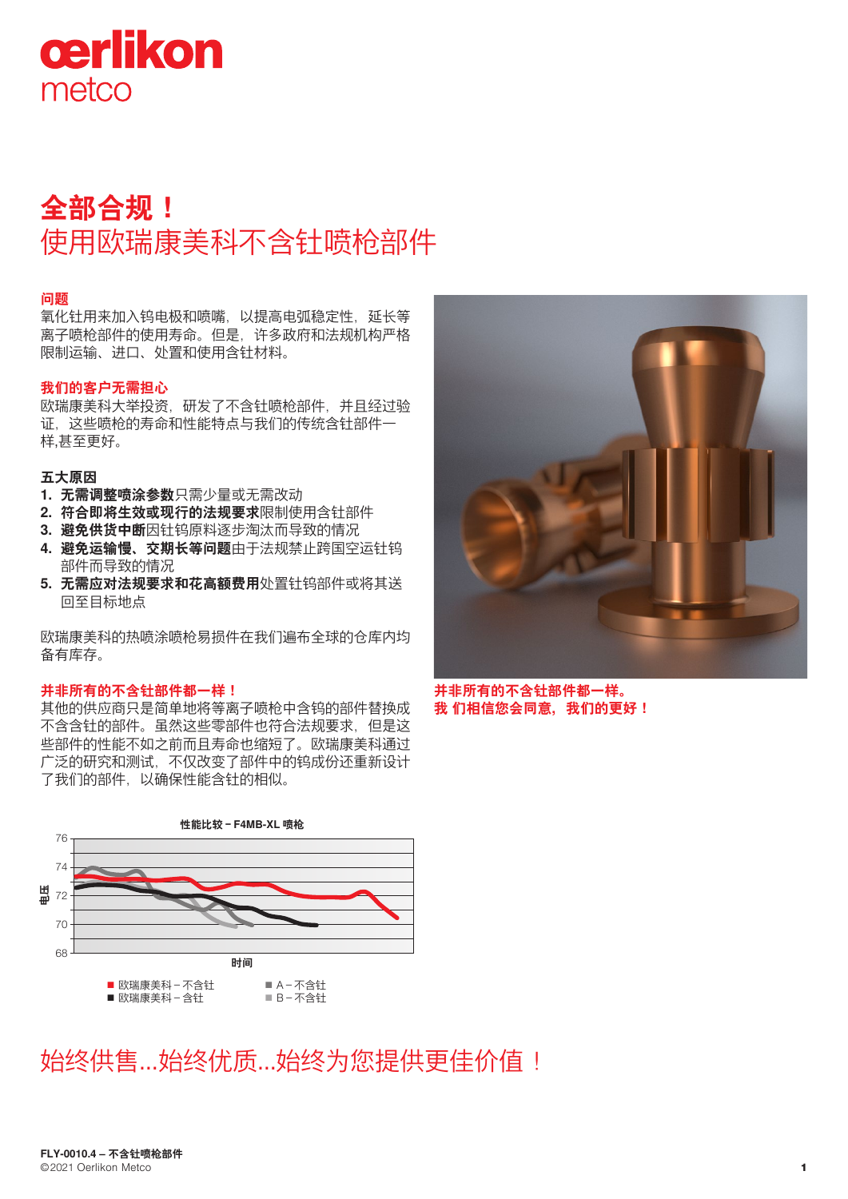# 全部合规！

## 使用欧瑞康美科不含钍喷枪部件

### 问题

氧化钍用来加入钨电极和喷嘴，以提高电弧稳定性，延长等离子喷枪部件的使用寿命。但是，许多政府和法规机构严格限制运输、进口、处置和使用含钍材料。

### 我们的客户无需担心

欧瑞康美科大举投资，研发了不含钍喷枪部件，并且经过验证，这些喷枪的寿命和性能特点与我们的传统含钍部件一样,甚至更好。

### 五大原因

1. **无需调整喷涂参数**只需少量或无需改动
2. **符合即将生效或现行的法规要求**限制使用含钍部件
3. **避免供货中断**因钍钨原料逐步淘汰而导致的情况
4. **避免运输慢、交期长等问题**由于法规禁止跨国空运钍钨部件而导致的情况
5. **无需应对法规要求和花高额费用**处置钍钨部件或将其送回至目标地点

欧瑞康美科的热喷涂喷枪易损件在我们遍布全球的仓库内均备有库存。

### 并非所有的不含钍部件都一样！

其他的供应商只是简单地将等离子喷枪中含钨的部件替换成不含含钍的部件。虽然这些零部件也符合法规要求，但是这些部件的性能不如之前而且寿命也缩短了。欧瑞康美科通过广泛的研究和测试，不仅改变了部件中的钨成份还重新设计了我们的部件，以确保性能含钍的相似。

**并非所有的不含钍部件都一样。**
**我 们相信您会同意，我们的更好！**

**性能比较 – F4MB-XL 喷枪**

电压 (68–76) / 时间

- 欧瑞康美科 – 不含钍
- 欧瑞康美科 – 含钍
- A – 不含钍
- B – 不含钍

## 始终供售...始终优质...始终为您提供更佳价值！

**FLY-0010.4 – 不含钍喷枪部件**
©2021 Oerlikon Metco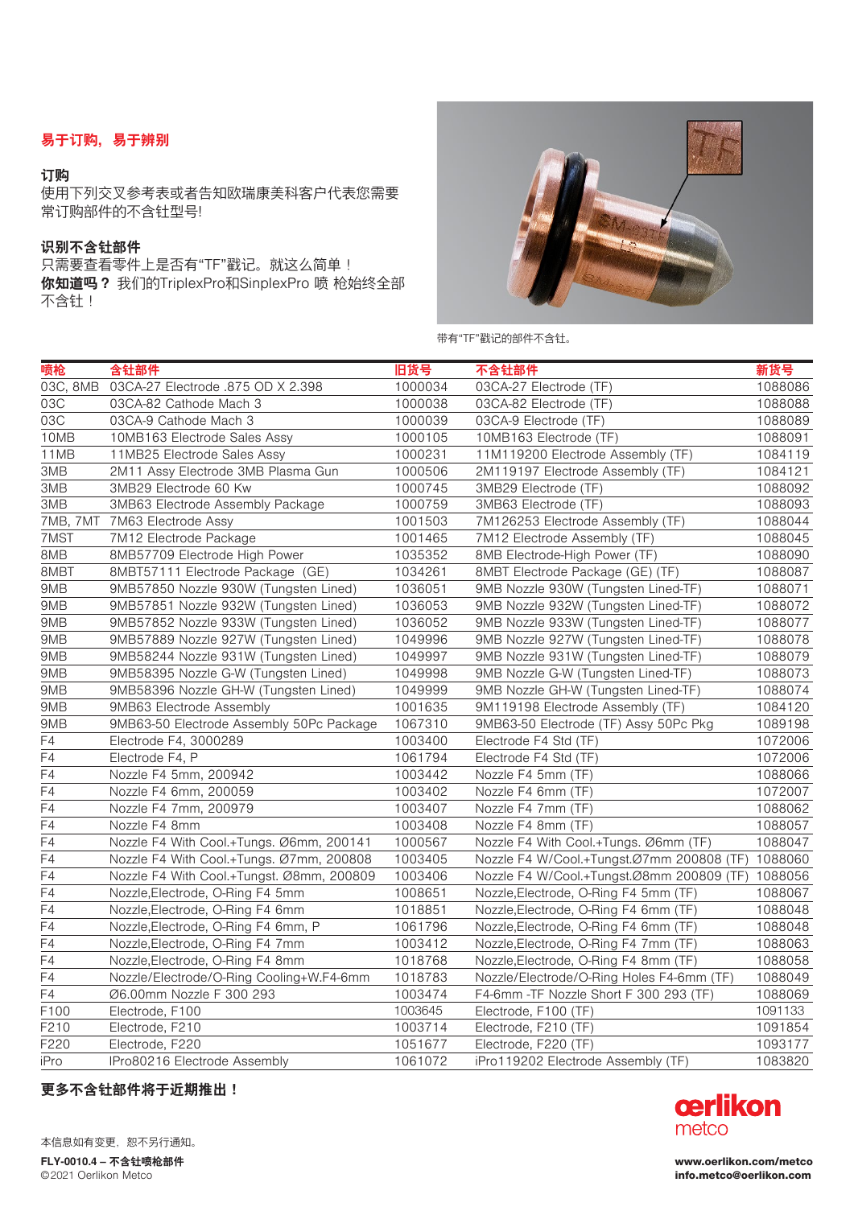## 易于订购，易于辨别

**订购**
使用下列交叉参考表或者告知欧瑞康美科客户代表您需要常订购部件的不含钍型号!

**识别不含钍部件**
只需要查看零件上是否有"TF"戳记。就这么简单！
**你知道吗？** 我们的TriplexPro和SinplexPro 喷 枪始终全部不含钍！

带有"TF"戳记的部件不含钍。

| 喷枪 | 含钍部件 | 旧货号 | 不含钍部件 | 新货号 |
|---|---|---|---|---|
| 03C, 8MB | 03CA-27 Electrode .875 OD X 2.398 | 1000034 | 03CA-27 Electrode (TF) | 1088086 |
| 03C | 03CA-82 Cathode Mach 3 | 1000038 | 03CA-82 Electrode (TF) | 1088088 |
| 03C | 03CA-9 Cathode Mach 3 | 1000039 | 03CA-9 Electrode (TF) | 1088089 |
| 10MB | 10MB163 Electrode Sales Assy | 1000105 | 10MB163 Electrode (TF) | 1088091 |
| 11MB | 11MB25 Electrode Sales Assy | 1000231 | 11M119200 Electrode Assembly (TF) | 1084119 |
| 3MB | 2M11 Assy Electrode 3MB Plasma Gun | 1000506 | 2M119197 Electrode Assembly (TF) | 1084121 |
| 3MB | 3MB29 Electrode 60 Kw | 1000745 | 3MB29 Electrode (TF) | 1088092 |
| 3MB | 3MB63 Electrode Assembly Package | 1000759 | 3MB63 Electrode (TF) | 1088093 |
| 7MB, 7MT | 7M63 Electrode Assy | 1001503 | 7M126253 Electrode Assembly (TF) | 1088044 |
| 7MST | 7M12 Electrode Package | 1001465 | 7M12 Electrode Assembly (TF) | 1088045 |
| 8MB | 8MB57709 Electrode High Power | 1035352 | 8MB Electrode-High Power (TF) | 1088090 |
| 8MBT | 8MBT57111 Electrode Package (GE) | 1034261 | 8MBT Electrode Package (GE) (TF) | 1088087 |
| 9MB | 9MB57850 Nozzle 930W (Tungsten Lined) | 1036051 | 9MB Nozzle 930W (Tungsten Lined-TF) | 1088071 |
| 9MB | 9MB57851 Nozzle 932W (Tungsten Lined) | 1036053 | 9MB Nozzle 932W (Tungsten Lined-TF) | 1088072 |
| 9MB | 9MB57852 Nozzle 933W (Tungsten Lined) | 1036052 | 9MB Nozzle 933W (Tungsten Lined-TF) | 1088077 |
| 9MB | 9MB57889 Nozzle 927W (Tungsten Lined) | 1049996 | 9MB Nozzle 927W (Tungsten Lined-TF) | 1088078 |
| 9MB | 9MB58244 Nozzle 931W (Tungsten Lined) | 1049997 | 9MB Nozzle 931W (Tungsten Lined-TF) | 1088079 |
| 9MB | 9MB58395 Nozzle G-W (Tungsten Lined) | 1049998 | 9MB Nozzle G-W (Tungsten Lined-TF) | 1088073 |
| 9MB | 9MB58396 Nozzle GH-W (Tungsten Lined) | 1049999 | 9MB Nozzle GH-W (Tungsten Lined-TF) | 1088074 |
| 9MB | 9MB63 Electrode Assembly | 1001635 | 9M119198 Electrode Assembly (TF) | 1084120 |
| 9MB | 9MB63-50 Electrode Assembly 50Pc Package | 1067310 | 9MB63-50 Electrode (TF) Assy 50Pc Pkg | 1089198 |
| F4 | Electrode F4, 3000289 | 1003400 | Electrode F4 Std (TF) | 1072006 |
| F4 | Electrode F4, P | 1061794 | Electrode F4 Std (TF) | 1072006 |
| F4 | Nozzle F4 5mm, 200942 | 1003442 | Nozzle F4 5mm (TF) | 1088066 |
| F4 | Nozzle F4 6mm, 200059 | 1003402 | Nozzle F4 6mm (TF) | 1072007 |
| F4 | Nozzle F4 7mm, 200979 | 1003407 | Nozzle F4 7mm (TF) | 1088062 |
| F4 | Nozzle F4 8mm | 1003408 | Nozzle F4 8mm (TF) | 1088057 |
| F4 | Nozzle F4 With Cool.+Tungs. Ø6mm, 200141 | 1000567 | Nozzle F4 With Cool.+Tungs. Ø6mm (TF) | 1088047 |
| F4 | Nozzle F4 With Cool.+Tungs. Ø7mm, 200808 | 1003405 | Nozzle F4 W/Cool.+Tungst.Ø7mm 200808 (TF) | 1088060 |
| F4 | Nozzle F4 With Cool.+Tungst. Ø8mm, 200809 | 1003406 | Nozzle F4 W/Cool.+Tungst.Ø8mm 200809 (TF) | 1088056 |
| F4 | Nozzle,Electrode, O-Ring F4 5mm | 1008651 | Nozzle,Electrode, O-Ring F4 5mm (TF) | 1088067 |
| F4 | Nozzle,Electrode, O-Ring F4 6mm | 1018851 | Nozzle,Electrode, O-Ring F4 6mm (TF) | 1088048 |
| F4 | Nozzle,Electrode, O-Ring F4 6mm, P | 1061796 | Nozzle,Electrode, O-Ring F4 6mm (TF) | 1088048 |
| F4 | Nozzle,Electrode, O-Ring F4 7mm | 1003412 | Nozzle,Electrode, O-Ring F4 7mm (TF) | 1088063 |
| F4 | Nozzle,Electrode, O-Ring F4 8mm | 1018768 | Nozzle,Electrode, O-Ring F4 8mm (TF) | 1088058 |
| F4 | Nozzle/Electrode/O-Ring Cooling+W.F4-6mm | 1018783 | Nozzle/Electrode/O-Ring Holes F4-6mm (TF) | 1088049 |
| F4 | Ø6.00mm Nozzle F 300 293 | 1003474 | F4-6mm -TF Nozzle Short F 300 293 (TF) | 1088069 |
| F100 | Electrode, F100 | 1003645 | Electrode, F100 (TF) | 1091133 |
| F210 | Electrode, F210 | 1003714 | Electrode, F210 (TF) | 1091854 |
| F220 | Electrode, F220 | 1051677 | Electrode, F220 (TF) | 1093177 |
| iPro | IPro80216 Electrode Assembly | 1061072 | iPro119202 Electrode Assembly (TF) | 1083820 |

**更多不含钍部件将于近期推出！**

本信息如有变更，恕不另行通知。

**FLY-0010.4 – 不含钍喷枪部件**
©2021 Oerlikon Metco

oerlikon metco

**www.oerlikon.com/metco**
**info.metco@oerlikon.com**